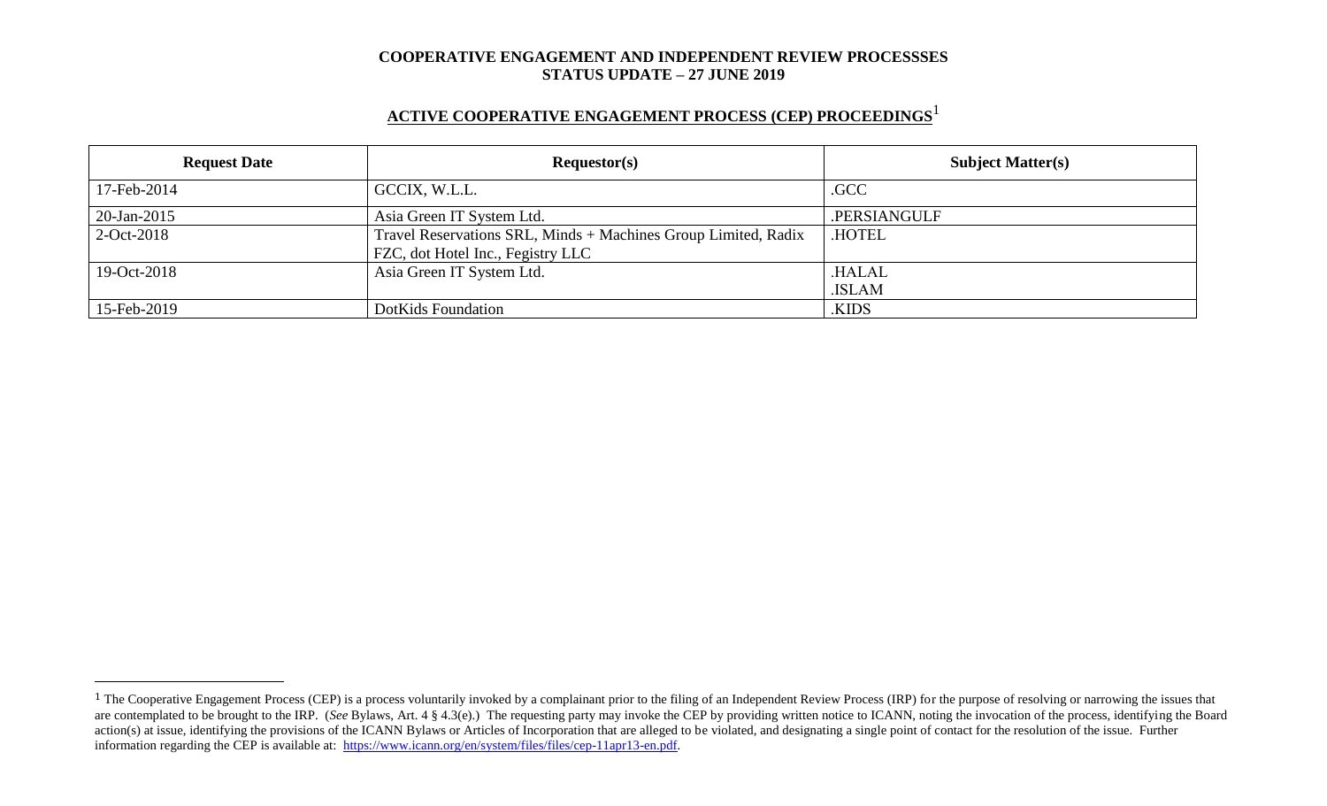**COOPERATIVE ENGAGEMENT AND INDEPENDENT REVIEW PROCESSSES**
**STATUS UPDATE – 27 JUNE 2019**

## ACTIVE COOPERATIVE ENGAGEMENT PROCESS (CEP) PROCEEDINGS[1]

| Request Date | Requestor(s) | Subject Matter(s) |
|---|---|---|
| 17-Feb-2014 | GCCIX, W.L.L. | .GCC |
| 20-Jan-2015 | Asia Green IT System Ltd. | .PERSIANGULF |
| 2-Oct-2018 | Travel Reservations SRL, Minds + Machines Group Limited, Radix FZC, dot Hotel Inc., Fegistry LLC | .HOTEL |
| 19-Oct-2018 | Asia Green IT System Ltd. | .HALAL<br>.ISLAM |
| 15-Feb-2019 | DotKids Foundation | .KIDS |

[1] The Cooperative Engagement Process (CEP) is a process voluntarily invoked by a complainant prior to the filing of an Independent Review Process (IRP) for the purpose of resolving or narrowing the issues that are contemplated to be brought to the IRP. (*See* Bylaws, Art. 4 § 4.3(e).) The requesting party may invoke the CEP by providing written notice to ICANN, noting the invocation of the process, identifying the Board action(s) at issue, identifying the provisions of the ICANN Bylaws or Articles of Incorporation that are alleged to be violated, and designating a single point of contact for the resolution of the issue. Further information regarding the CEP is available at: https://www.icann.org/en/system/files/files/cep-11apr13-en.pdf.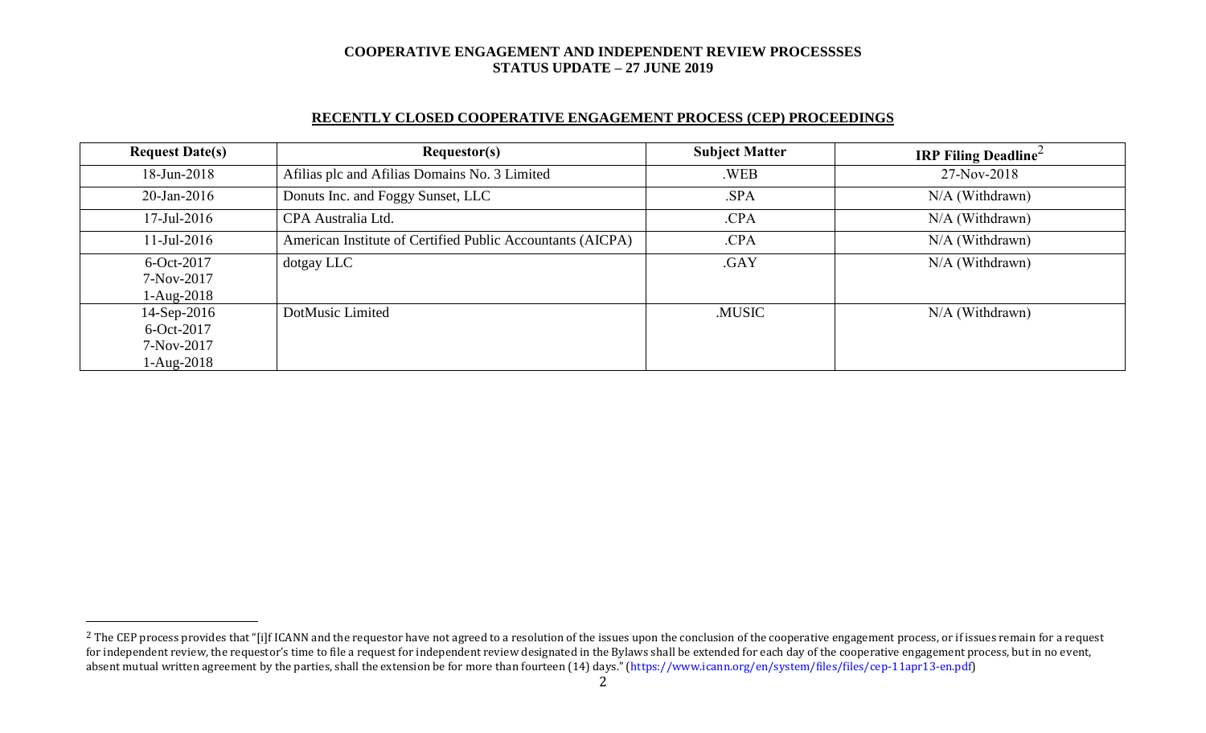**COOPERATIVE ENGAGEMENT AND INDEPENDENT REVIEW PROCESSSES**
**STATUS UPDATE – 27 JUNE 2019**

## RECENTLY CLOSED COOPERATIVE ENGAGEMENT PROCESS (CEP) PROCEEDINGS

| Request Date(s) | Requestor(s) | Subject Matter | IRP Filing Deadline[2] |
|---|---|---|---|
| 18-Jun-2018 | Afilias plc and Afilias Domains No. 3 Limited | .WEB | 27-Nov-2018 |
| 20-Jan-2016 | Donuts Inc. and Foggy Sunset, LLC | .SPA | N/A (Withdrawn) |
| 17-Jul-2016 | CPA Australia Ltd. | .CPA | N/A (Withdrawn) |
| 11-Jul-2016 | American Institute of Certified Public Accountants (AICPA) | .CPA | N/A (Withdrawn) |
| 6-Oct-2017<br>7-Nov-2017<br>1-Aug-2018 | dotgay LLC | .GAY | N/A (Withdrawn) |
| 14-Sep-2016<br>6-Oct-2017<br>7-Nov-2017<br>1-Aug-2018 | DotMusic Limited | .MUSIC | N/A (Withdrawn) |

[2] The CEP process provides that "[i]f ICANN and the requestor have not agreed to a resolution of the issues upon the conclusion of the cooperative engagement process, or if issues remain for a request for independent review, the requestor's time to file a request for independent review designated in the Bylaws shall be extended for each day of the cooperative engagement process, but in no event, absent mutual written agreement by the parties, shall the extension be for more than fourteen (14) days." (https://www.icann.org/en/system/files/files/cep-11apr13-en.pdf)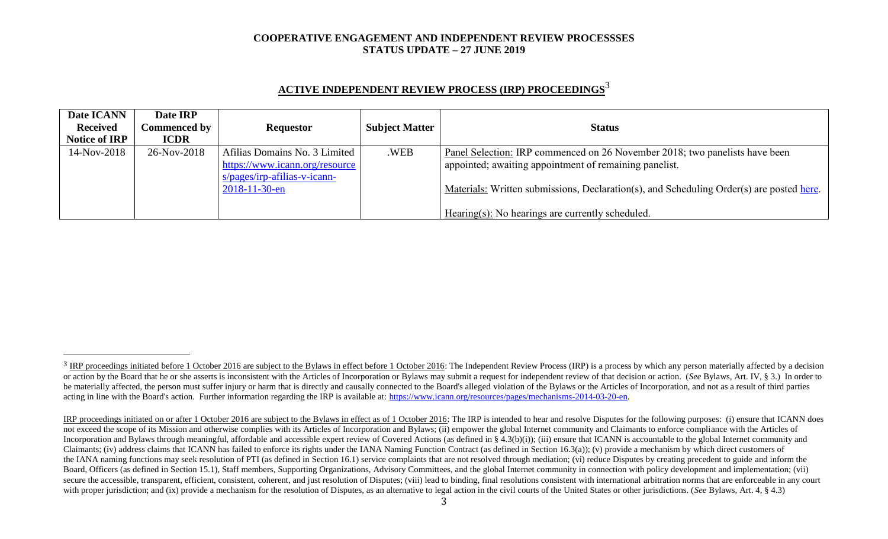**COOPERATIVE ENGAGEMENT AND INDEPENDENT REVIEW PROCESSSES**
**STATUS UPDATE – 27 JUNE 2019**

## ACTIVE INDEPENDENT REVIEW PROCESS (IRP) PROCEEDINGS[3]

| Date ICANN Received Notice of IRP | Date IRP Commenced by ICDR | Requestor | Subject Matter | Status |
|---|---|---|---|---|
| 14-Nov-2018 | 26-Nov-2018 | Afilias Domains No. 3 Limited https://www.icann.org/resources/pages/irp-afilias-v-icann-2018-11-30-en | .WEB | Panel Selection: IRP commenced on 26 November 2018; two panelists have been appointed; awaiting appointment of remaining panelist.<br><br>Materials: Written submissions, Declaration(s), and Scheduling Order(s) are posted here.<br><br>Hearing(s): No hearings are currently scheduled. |

---

[3] IRP proceedings initiated before 1 October 2016 are subject to the Bylaws in effect before 1 October 2016: The Independent Review Process (IRP) is a process by which any person materially affected by a decision or action by the Board that he or she asserts is inconsistent with the Articles of Incorporation or Bylaws may submit a request for independent review of that decision or action. (*See* Bylaws, Art. IV, § 3.) In order to be materially affected, the person must suffer injury or harm that is directly and causally connected to the Board's alleged violation of the Bylaws or the Articles of Incorporation, and not as a result of third parties acting in line with the Board's action. Further information regarding the IRP is available at: https://www.icann.org/resources/pages/mechanisms-2014-03-20-en.

IRP proceedings initiated on or after 1 October 2016 are subject to the Bylaws in effect as of 1 October 2016: The IRP is intended to hear and resolve Disputes for the following purposes: (i) ensure that ICANN does not exceed the scope of its Mission and otherwise complies with its Articles of Incorporation and Bylaws; (ii) empower the global Internet community and Claimants to enforce compliance with the Articles of Incorporation and Bylaws through meaningful, affordable and accessible expert review of Covered Actions (as defined in § 4.3(b)(i)); (iii) ensure that ICANN is accountable to the global Internet community and Claimants; (iv) address claims that ICANN has failed to enforce its rights under the IANA Naming Function Contract (as defined in Section 16.3(a)); (v) provide a mechanism by which direct customers of the IANA naming functions may seek resolution of PTI (as defined in Section 16.1) service complaints that are not resolved through mediation; (vi) reduce Disputes by creating precedent to guide and inform the Board, Officers (as defined in Section 15.1), Staff members, Supporting Organizations, Advisory Committees, and the global Internet community in connection with policy development and implementation; (vii) secure the accessible, transparent, efficient, consistent, coherent, and just resolution of Disputes; (viii) lead to binding, final resolutions consistent with international arbitration norms that are enforceable in any court with proper jurisdiction; and (ix) provide a mechanism for the resolution of Disputes, as an alternative to legal action in the civil courts of the United States or other jurisdictions. (*See* Bylaws, Art. 4, § 4.3)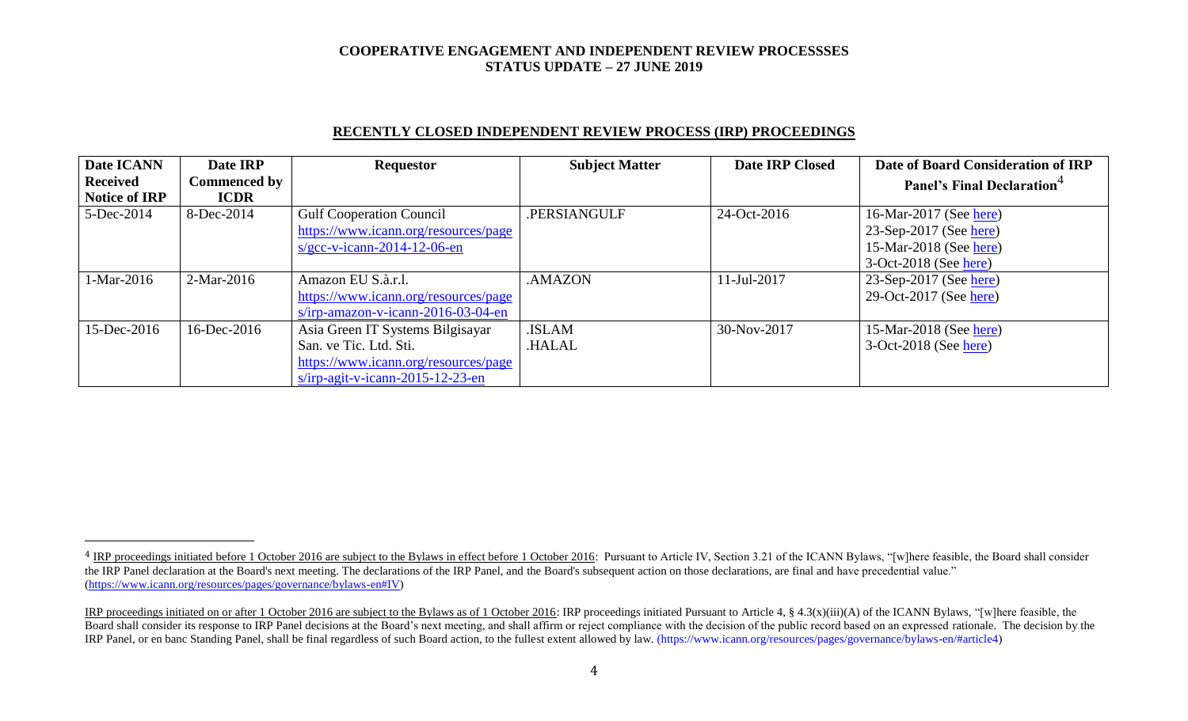**COOPERATIVE ENGAGEMENT AND INDEPENDENT REVIEW PROCESSSES**
**STATUS UPDATE – 27 JUNE 2019**

## RECENTLY CLOSED INDEPENDENT REVIEW PROCESS (IRP) PROCEEDINGS

| Date ICANN Received Notice of IRP | Date IRP Commenced by ICDR | Requestor | Subject Matter | Date IRP Closed | Date of Board Consideration of IRP Panel's Final Declaration[4] |
|---|---|---|---|---|---|
| 5-Dec-2014 | 8-Dec-2014 | Gulf Cooperation Council https://www.icann.org/resources/pages/gcc-v-icann-2014-12-06-en | .PERSIANGULF | 24-Oct-2016 | 16-Mar-2017 (See here) 23-Sep-2017 (See here) 15-Mar-2018 (See here) 3-Oct-2018 (See here) |
| 1-Mar-2016 | 2-Mar-2016 | Amazon EU S.à.r.l. https://www.icann.org/resources/pages/irp-amazon-v-icann-2016-03-04-en | .AMAZON | 11-Jul-2017 | 23-Sep-2017 (See here) 29-Oct-2017 (See here) |
| 15-Dec-2016 | 16-Dec-2016 | Asia Green IT Systems Bilgisayar San. ve Tic. Ltd. Sti. https://www.icann.org/resources/pages/irp-agit-v-icann-2015-12-23-en | .ISLAM .HALAL | 30-Nov-2017 | 15-Mar-2018 (See here) 3-Oct-2018 (See here) |

[4] IRP proceedings initiated before 1 October 2016 are subject to the Bylaws in effect before 1 October 2016: Pursuant to Article IV, Section 3.21 of the ICANN Bylaws, "[w]here feasible, the Board shall consider the IRP Panel declaration at the Board's next meeting. The declarations of the IRP Panel, and the Board's subsequent action on those declarations, are final and have precedential value." (https://www.icann.org/resources/pages/governance/bylaws-en#IV)

IRP proceedings initiated on or after 1 October 2016 are subject to the Bylaws as of 1 October 2016: IRP proceedings initiated Pursuant to Article 4, § 4.3(x)(iii)(A) of the ICANN Bylaws, "[w]here feasible, the Board shall consider its response to IRP Panel decisions at the Board's next meeting, and shall affirm or reject compliance with the decision of the public record based on an expressed rationale. The decision by the IRP Panel, or en banc Standing Panel, shall be final regardless of such Board action, to the fullest extent allowed by law. (https://www.icann.org/resources/pages/governance/bylaws-en/#article4)